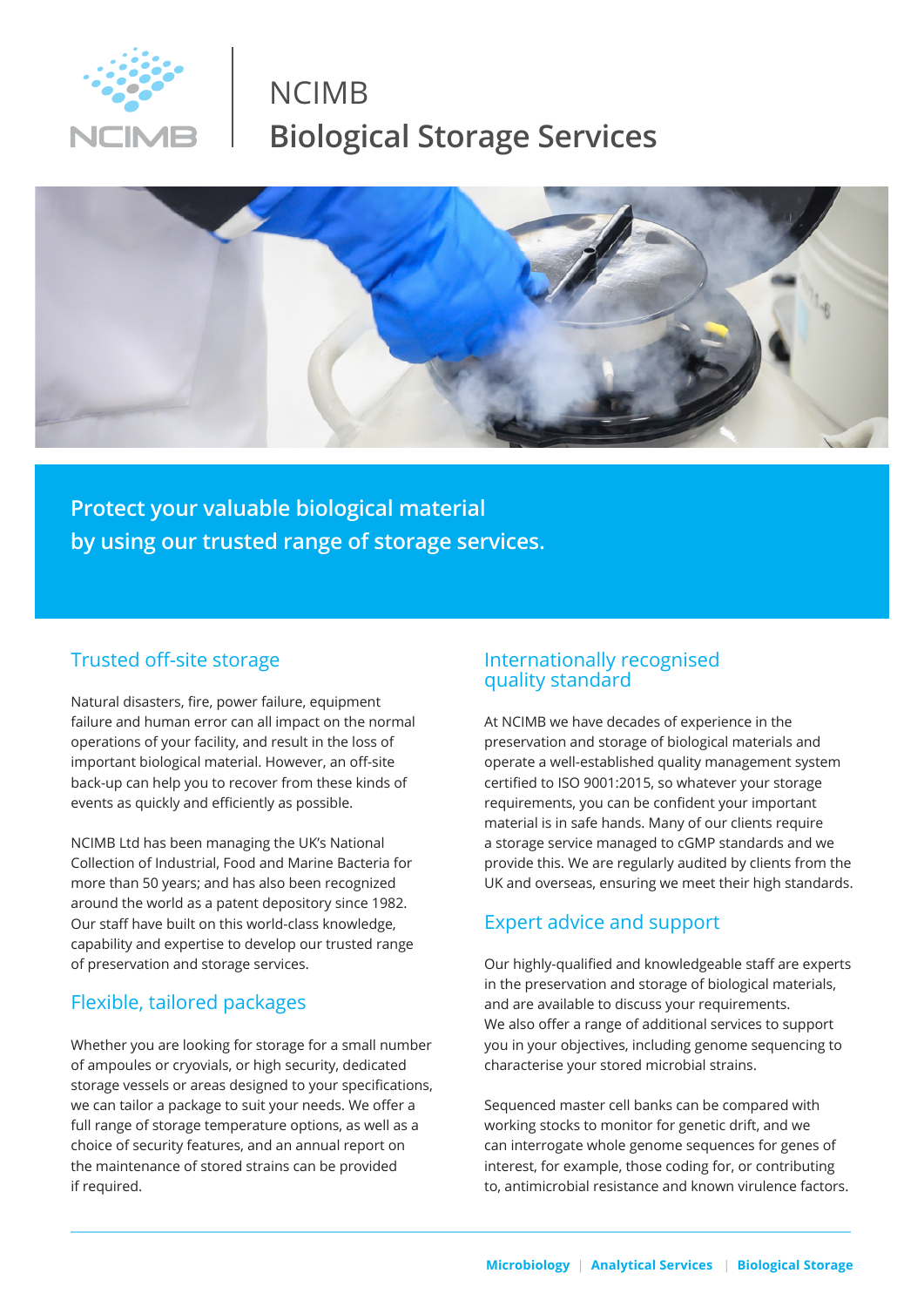# NCIMB Biological Storage Services

**Protect your valuable biological material by using our trusted range of storage services.**

## Trusted off-site storage

Natural disasters, fire, power failure, equipment failure and human error can all impact on the normal operations of your facility, and result in the loss of important biological material. However, an off-site back-up can help you to recover from these kinds of events as quickly and efficiently as possible.

NCIMB Ltd has been managing the UK's National Collection of Industrial, Food and Marine Bacteria for more than 50 years; and has also been recognized around the world as a patent depository since 1982. Our staff have built on this world-class knowledge, capability and expertise to develop our trusted range of preservation and storage services.

## Flexible, tailored packages

Whether you are looking for storage for a small number of ampoules or cryovials, or high security, dedicated storage vessels or areas designed to your specifications, we can tailor a package to suit your needs. We offer a full range of storage temperature options, as well as a choice of security features, and an annual report on the maintenance of stored strains can be provided if required.

## Internationally recognised quality standard

At NCIMB we have decades of experience in the preservation and storage of biological materials and operate a well-established quality management system certified to ISO 9001:2015, so whatever your storage requirements, you can be confident your important material is in safe hands. Many of our clients require a storage service managed to cGMP standards and we provide this. We are regularly audited by clients from the UK and overseas, ensuring we meet their high standards.

## Expert advice and support

Our highly-qualified and knowledgeable staff are experts in the preservation and storage of biological materials, and are available to discuss your requirements. We also offer a range of additional services to support you in your objectives, including genome sequencing to characterise your stored microbial strains.

Sequenced master cell banks can be compared with working stocks to monitor for genetic drift, and we can interrogate whole genome sequences for genes of interest, for example, those coding for, or contributing to, antimicrobial resistance and known virulence factors.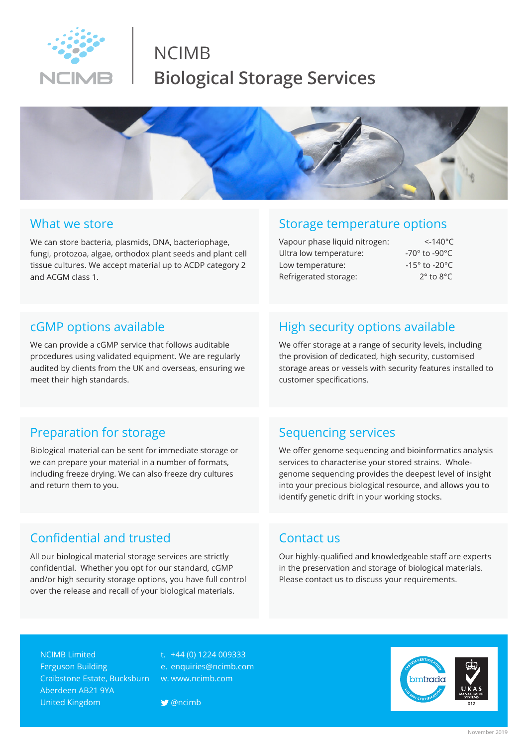# NCIMB
## Biological Storage Services

### What we store

We can store bacteria, plasmids, DNA, bacteriophage, fungi, protozoa, algae, orthodox plant seeds and plant cell tissue cultures. We accept material up to ACDP category 2 and ACGM class 1.

### Storage temperature options

| | |
|---|---|
| Vapour phase liquid nitrogen: | <-140°C |
| Ultra low temperature: | -70° to -90°C |
| Low temperature: | -15° to -20°C |
| Refrigerated storage: | 2° to 8°C |

### cGMP options available

We can provide a cGMP service that follows auditable procedures using validated equipment. We are regularly audited by clients from the UK and overseas, ensuring we meet their high standards.

### High security options available

We offer storage at a range of security levels, including the provision of dedicated, high security, customised storage areas or vessels with security features installed to customer specifications.

### Preparation for storage

Biological material can be sent for immediate storage or we can prepare your material in a number of formats, including freeze drying. We can also freeze dry cultures and return them to you.

### Sequencing services

We offer genome sequencing and bioinformatics analysis services to characterise your stored strains. Whole-genome sequencing provides the deepest level of insight into your precious biological resource, and allows you to identify genetic drift in your working stocks.

### Confidential and trusted

All our biological material storage services are strictly confidential. Whether you opt for our standard, cGMP and/or high security storage options, you have full control over the release and recall of your biological materials.

### Contact us

Our highly-qualified and knowledgeable staff are experts in the preservation and storage of biological materials. Please contact us to discuss your requirements.

NCIMB Limited
Ferguson Building
Craibstone Estate, Bucksburn
Aberdeen AB21 9YA
United Kingdom

t. +44 (0) 1224 009333
e. enquiries@ncimb.com
w. www.ncimb.com

@ncimb

November 2019